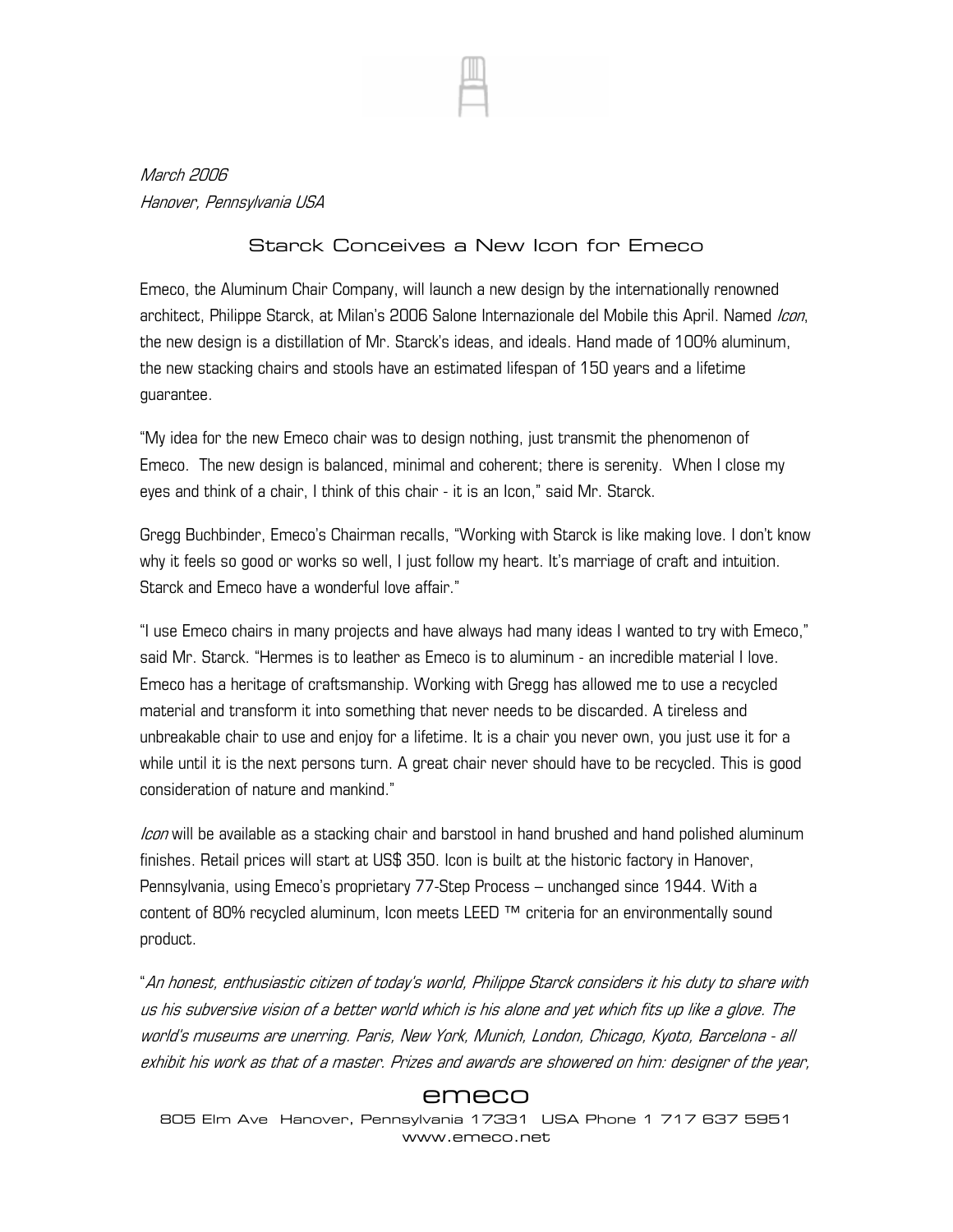*March 2006*
*Hanover, Pennsylvania USA*

## Starck Conceives a New Icon for Emeco

Emeco, the Aluminum Chair Company, will launch a new design by the internationally renowned architect, Philippe Starck, at Milan's 2006 Salone Internazionale del Mobile this April. Named *Icon*, the new design is a distillation of Mr. Starck's ideas, and ideals. Hand made of 100% aluminum, the new stacking chairs and stools have an estimated lifespan of 150 years and a lifetime guarantee.

"My idea for the new Emeco chair was to design nothing, just transmit the phenomenon of Emeco. The new design is balanced, minimal and coherent; there is serenity. When I close my eyes and think of a chair, I think of this chair - it is an Icon," said Mr. Starck.

Gregg Buchbinder, Emeco's Chairman recalls, "Working with Starck is like making love. I don't know why it feels so good or works so well, I just follow my heart. It's marriage of craft and intuition. Starck and Emeco have a wonderful love affair."

"I use Emeco chairs in many projects and have always had many ideas I wanted to try with Emeco," said Mr. Starck. "Hermes is to leather as Emeco is to aluminum - an incredible material I love. Emeco has a heritage of craftsmanship. Working with Gregg has allowed me to use a recycled material and transform it into something that never needs to be discarded. A tireless and unbreakable chair to use and enjoy for a lifetime. It is a chair you never own, you just use it for a while until it is the next persons turn. A great chair never should have to be recycled. This is good consideration of nature and mankind."

*Icon* will be available as a stacking chair and barstool in hand brushed and hand polished aluminum finishes. Retail prices will start at US$ 350. Icon is built at the historic factory in Hanover, Pennsylvania, using Emeco's proprietary 77-Step Process – unchanged since 1944. With a content of 80% recycled aluminum, Icon meets LEED ™ criteria for an environmentally sound product.

"*An honest, enthusiastic citizen of today's world, Philippe Starck considers it his duty to share with us his subversive vision of a better world which is his alone and yet which fits up like a glove. The world's museums are unerring. Paris, New York, Munich, London, Chicago, Kyoto, Barcelona - all exhibit his work as that of a master. Prizes and awards are showered on him: designer of the year,*

emeco
805 Elm Ave Hanover, Pennsylvania 17331 USA Phone 1 717 637 5951
www.emeco.net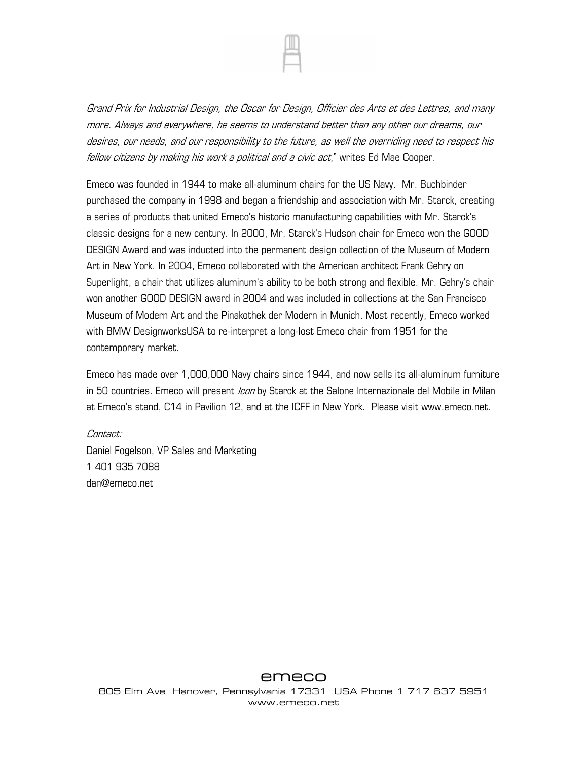*Grand Prix for Industrial Design, the Oscar for Design, Officier des Arts et des Lettres, and many more. Always and everywhere, he seems to understand better than any other our dreams, our desires, our needs, and our responsibility to the future, as well the overriding need to respect his fellow citizens by making his work a political and a civic act*," writes Ed Mae Cooper.

Emeco was founded in 1944 to make all-aluminum chairs for the US Navy. Mr. Buchbinder purchased the company in 1998 and began a friendship and association with Mr. Starck, creating a series of products that united Emeco's historic manufacturing capabilities with Mr. Starck's classic designs for a new century. In 2000, Mr. Starck's Hudson chair for Emeco won the GOOD DESIGN Award and was inducted into the permanent design collection of the Museum of Modern Art in New York. In 2004, Emeco collaborated with the American architect Frank Gehry on Superlight, a chair that utilizes aluminum's ability to be both strong and flexible. Mr. Gehry's chair won another GOOD DESIGN award in 2004 and was included in collections at the San Francisco Museum of Modern Art and the Pinakothek der Modern in Munich. Most recently, Emeco worked with BMW DesignworksUSA to re-interpret a long-lost Emeco chair from 1951 for the contemporary market.

Emeco has made over 1,000,000 Navy chairs since 1944, and now sells its all-aluminum furniture in 50 countries. Emeco will present *Icon* by Starck at the Salone Internazionale del Mobile in Milan at Emeco's stand, C14 in Pavilion 12, and at the ICFF in New York. Please visit www.emeco.net.

*Contact:*
Daniel Fogelson, VP Sales and Marketing
1 401 935 7088
dan@emeco.net

emeco
805 Elm Ave Hanover, Pennsylvania 17331 USA Phone 1 717 637 5951
www.emeco.net